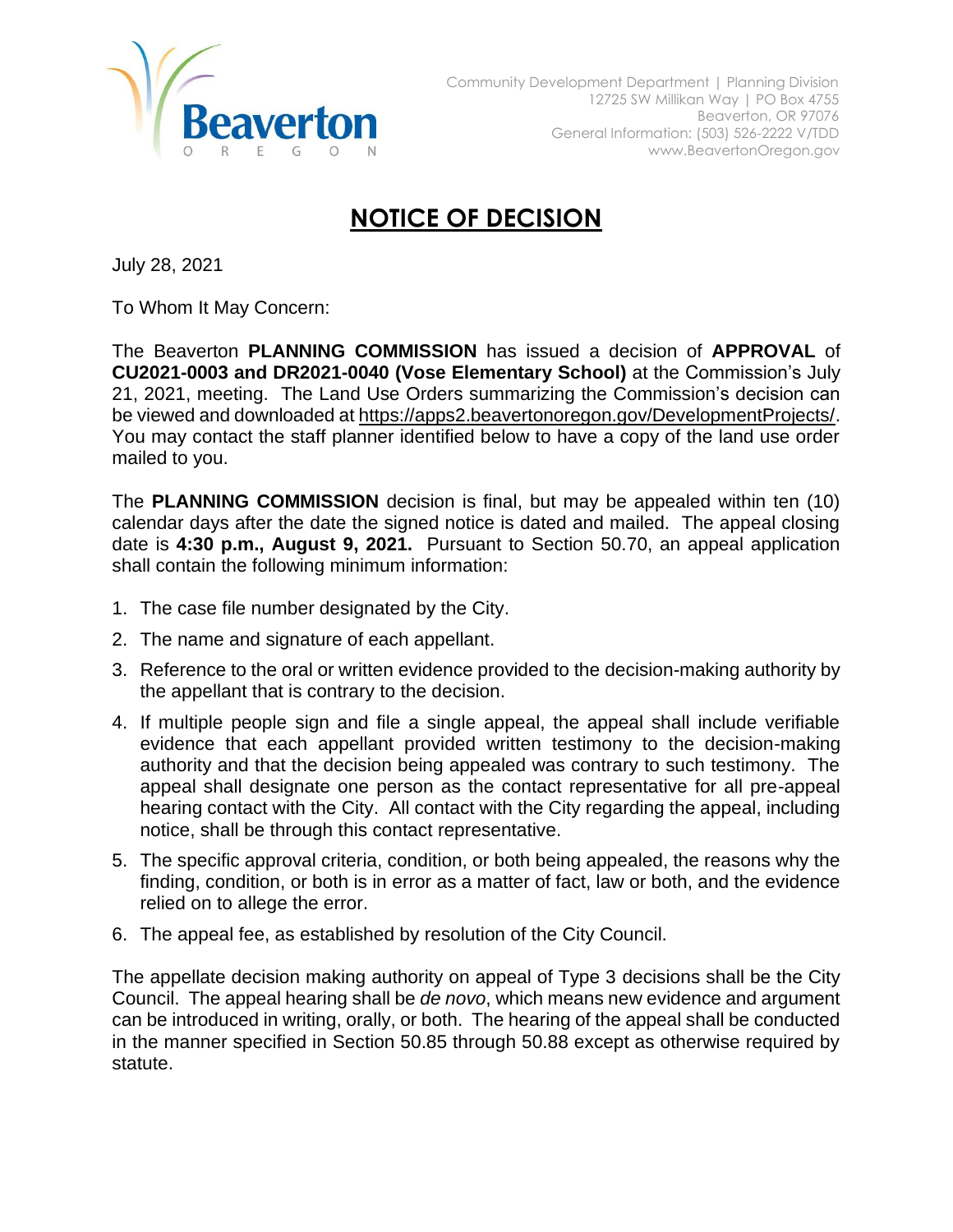Beaverton
OREGON

Community Development Department | Planning Division
12725 SW Millikan Way | PO Box 4755
Beaverton, OR 97076
General Information: (503) 526-2222 V/TDD
www.BeavertonOregon.gov

# NOTICE OF DECISION

July 28, 2021

To Whom It May Concern:

The Beaverton **PLANNING COMMISSION** has issued a decision of **APPROVAL** of **CU2021-0003 and DR2021-0040 (Vose Elementary School)** at the Commission's July 21, 2021, meeting. The Land Use Orders summarizing the Commission's decision can be viewed and downloaded at https://apps2.beavertonoregon.gov/DevelopmentProjects/. You may contact the staff planner identified below to have a copy of the land use order mailed to you.

The **PLANNING COMMISSION** decision is final, but may be appealed within ten (10) calendar days after the date the signed notice is dated and mailed. The appeal closing date is **4:30 p.m., August 9, 2021.** Pursuant to Section 50.70, an appeal application shall contain the following minimum information:

1. The case file number designated by the City.
2. The name and signature of each appellant.
3. Reference to the oral or written evidence provided to the decision-making authority by the appellant that is contrary to the decision.
4. If multiple people sign and file a single appeal, the appeal shall include verifiable evidence that each appellant provided written testimony to the decision-making authority and that the decision being appealed was contrary to such testimony. The appeal shall designate one person as the contact representative for all pre-appeal hearing contact with the City. All contact with the City regarding the appeal, including notice, shall be through this contact representative.
5. The specific approval criteria, condition, or both being appealed, the reasons why the finding, condition, or both is in error as a matter of fact, law or both, and the evidence relied on to allege the error.
6. The appeal fee, as established by resolution of the City Council.

The appellate decision making authority on appeal of Type 3 decisions shall be the City Council. The appeal hearing shall be *de novo*, which means new evidence and argument can be introduced in writing, orally, or both. The hearing of the appeal shall be conducted in the manner specified in Section 50.85 through 50.88 except as otherwise required by statute.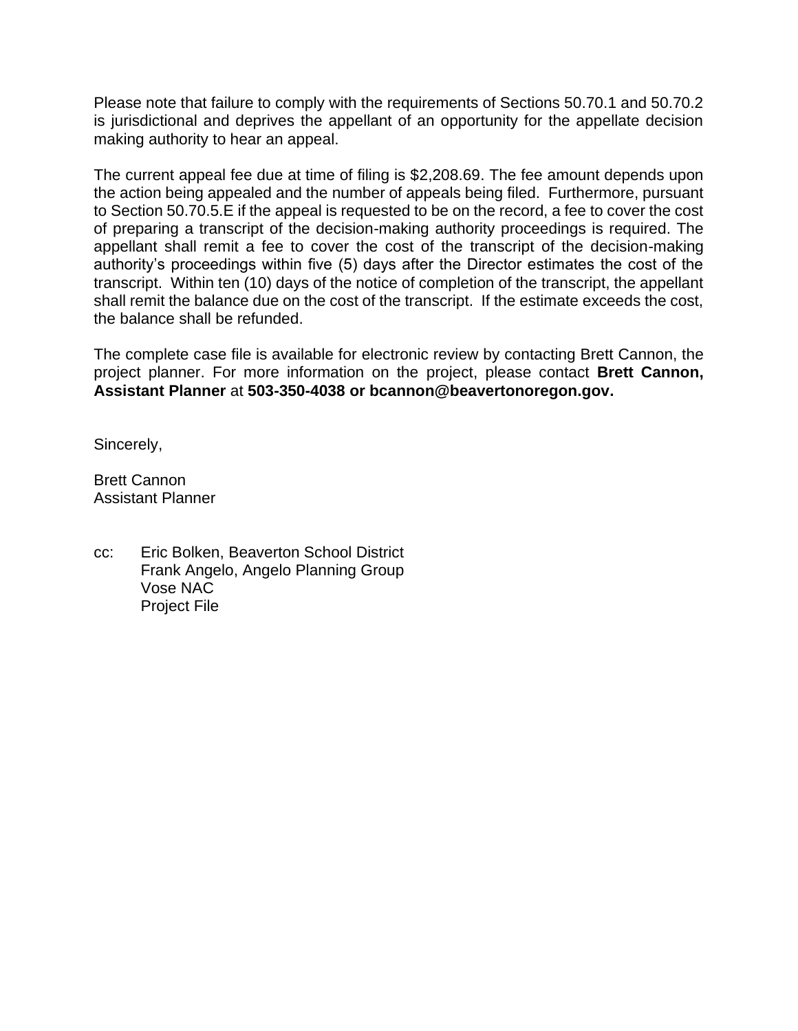Please note that failure to comply with the requirements of Sections 50.70.1 and 50.70.2 is jurisdictional and deprives the appellant of an opportunity for the appellate decision making authority to hear an appeal.

The current appeal fee due at time of filing is $2,208.69. The fee amount depends upon the action being appealed and the number of appeals being filed. Furthermore, pursuant to Section 50.70.5.E if the appeal is requested to be on the record, a fee to cover the cost of preparing a transcript of the decision-making authority proceedings is required. The appellant shall remit a fee to cover the cost of the transcript of the decision-making authority's proceedings within five (5) days after the Director estimates the cost of the transcript. Within ten (10) days of the notice of completion of the transcript, the appellant shall remit the balance due on the cost of the transcript. If the estimate exceeds the cost, the balance shall be refunded.

The complete case file is available for electronic review by contacting Brett Cannon, the project planner. For more information on the project, please contact **Brett Cannon, Assistant Planner** at **503-350-4038 or bcannon@beavertonoregon.gov.**

Sincerely,

Brett Cannon
Assistant Planner

cc: Eric Bolken, Beaverton School District
Frank Angelo, Angelo Planning Group
Vose NAC
Project File